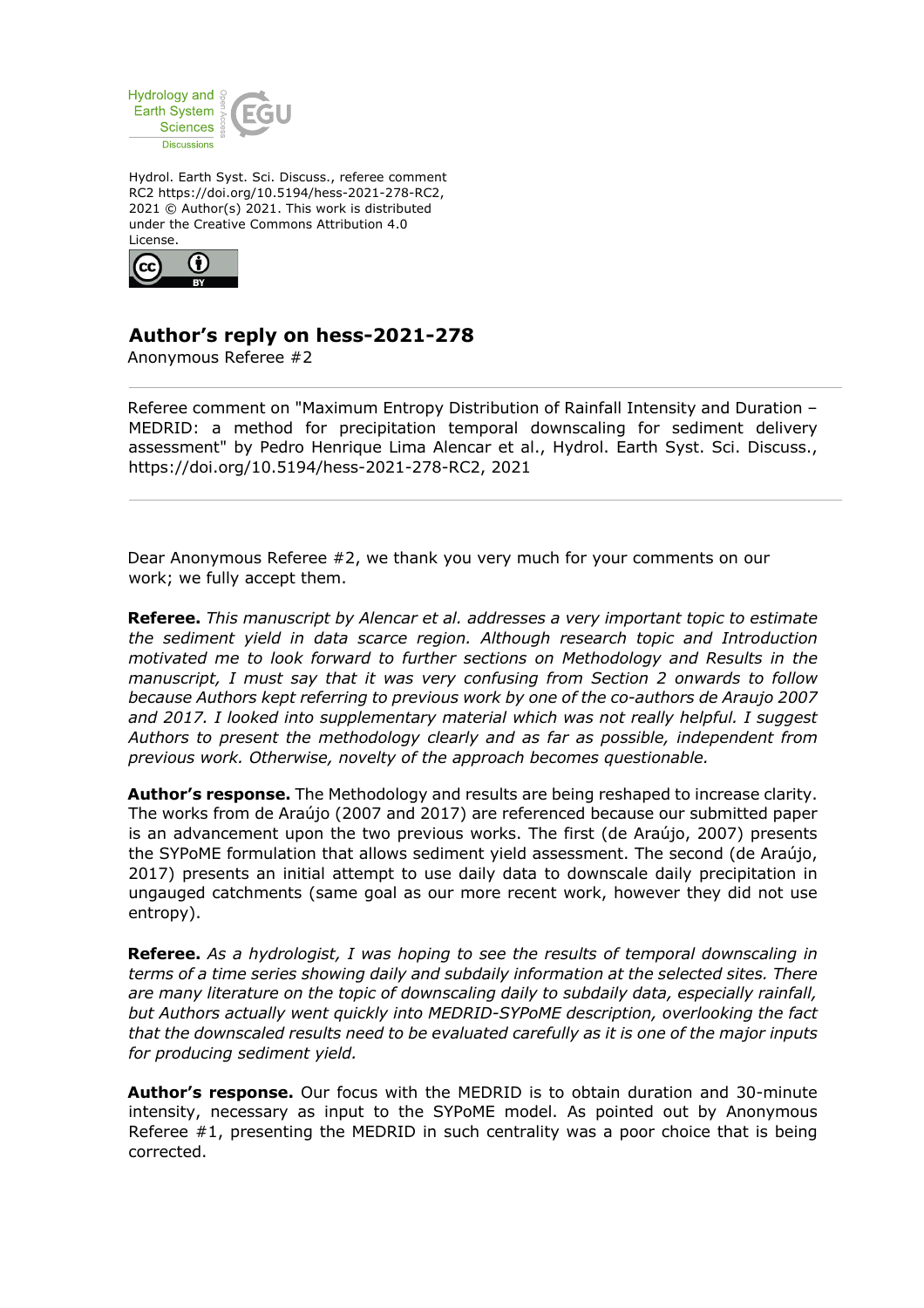Hydrol. Earth Syst. Sci. Discuss., referee comment RC2 https://doi.org/10.5194/hess-2021-278-RC2, 2021 © Author(s) 2021. This work is distributed under the Creative Commons Attribution 4.0 License.

## Author's reply on hess-2021-278

Anonymous Referee #2

Referee comment on "Maximum Entropy Distribution of Rainfall Intensity and Duration – MEDRID: a method for precipitation temporal downscaling for sediment delivery assessment" by Pedro Henrique Lima Alencar et al., Hydrol. Earth Syst. Sci. Discuss., https://doi.org/10.5194/hess-2021-278-RC2, 2021

---

Dear Anonymous Referee #2, we thank you very much for your comments on our work; we fully accept them.

**Referee.** *This manuscript by Alencar et al. addresses a very important topic to estimate the sediment yield in data scarce region. Although research topic and Introduction motivated me to look forward to further sections on Methodology and Results in the manuscript, I must say that it was very confusing from Section 2 onwards to follow because Authors kept referring to previous work by one of the co-authors de Araujo 2007 and 2017. I looked into supplementary material which was not really helpful. I suggest Authors to present the methodology clearly and as far as possible, independent from previous work. Otherwise, novelty of the approach becomes questionable.*

**Author's response.** The Methodology and results are being reshaped to increase clarity. The works from de Araújo (2007 and 2017) are referenced because our submitted paper is an advancement upon the two previous works. The first (de Araújo, 2007) presents the SYPoME formulation that allows sediment yield assessment. The second (de Araújo, 2017) presents an initial attempt to use daily data to downscale daily precipitation in ungauged catchments (same goal as our more recent work, however they did not use entropy).

**Referee.** *As a hydrologist, I was hoping to see the results of temporal downscaling in terms of a time series showing daily and subdaily information at the selected sites. There are many literature on the topic of downscaling daily to subdaily data, especially rainfall, but Authors actually went quickly into MEDRID-SYPoME description, overlooking the fact that the downscaled results need to be evaluated carefully as it is one of the major inputs for producing sediment yield.*

**Author's response.** Our focus with the MEDRID is to obtain duration and 30-minute intensity, necessary as input to the SYPoME model. As pointed out by Anonymous Referee #1, presenting the MEDRID in such centrality was a poor choice that is being corrected.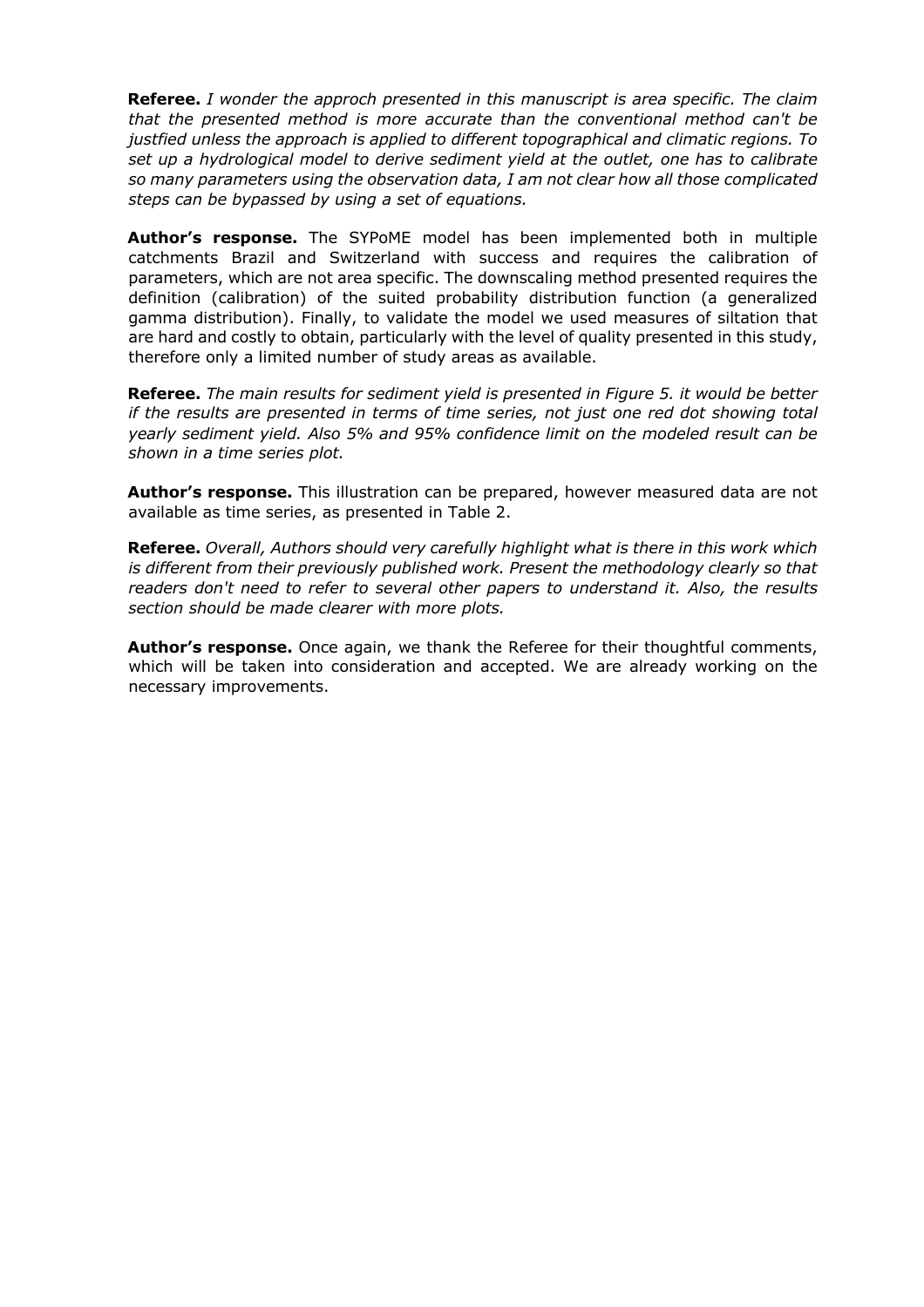**Referee.** *I wonder the approch presented in this manuscript is area specific. The claim that the presented method is more accurate than the conventional method can't be justfied unless the approach is applied to different topographical and climatic regions. To set up a hydrological model to derive sediment yield at the outlet, one has to calibrate so many parameters using the observation data, I am not clear how all those complicated steps can be bypassed by using a set of equations.*

**Author's response.** The SYPoME model has been implemented both in multiple catchments Brazil and Switzerland with success and requires the calibration of parameters, which are not area specific. The downscaling method presented requires the definition (calibration) of the suited probability distribution function (a generalized gamma distribution). Finally, to validate the model we used measures of siltation that are hard and costly to obtain, particularly with the level of quality presented in this study, therefore only a limited number of study areas as available.

**Referee.** *The main results for sediment yield is presented in Figure 5. it would be better if the results are presented in terms of time series, not just one red dot showing total yearly sediment yield. Also 5% and 95% confidence limit on the modeled result can be shown in a time series plot.*

**Author's response.** This illustration can be prepared, however measured data are not available as time series, as presented in Table 2.

**Referee.** *Overall, Authors should very carefully highlight what is there in this work which is different from their previously published work. Present the methodology clearly so that readers don't need to refer to several other papers to understand it. Also, the results section should be made clearer with more plots.*

**Author's response.** Once again, we thank the Referee for their thoughtful comments, which will be taken into consideration and accepted. We are already working on the necessary improvements.